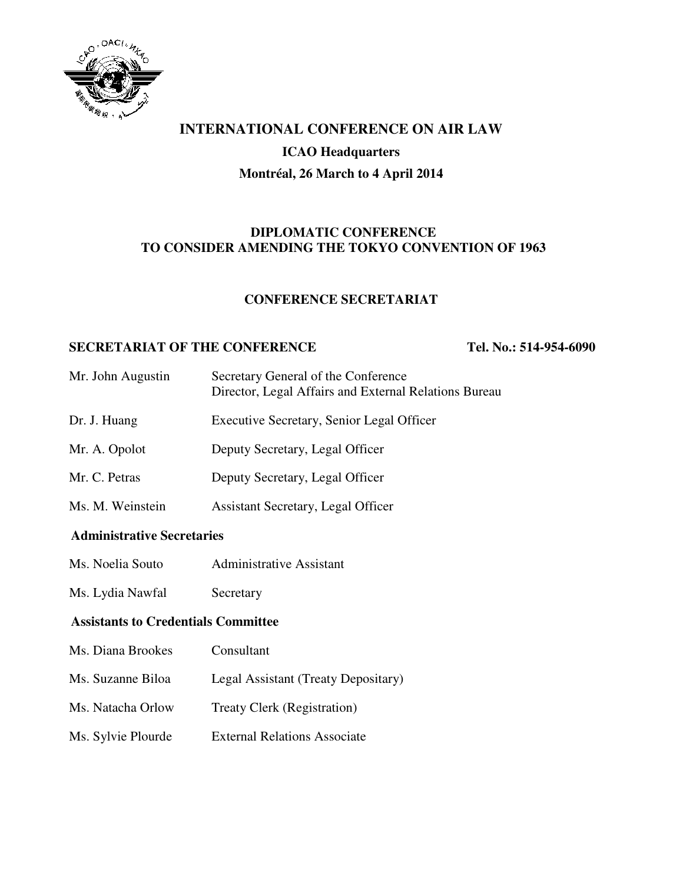# INTERNATIONAL CONFERENCE ON AIR LAW

**ICAO Headquarters**

**Montréal, 26 March to 4 April 2014**

## DIPLOMATIC CONFERENCE TO CONSIDER AMENDING THE TOKYO CONVENTION OF 1963

## CONFERENCE SECRETARIAT

### SECRETARIAT OF THE CONFERENCE — Tel. No.: 514-954-6090

| | |
|---|---|
| Mr. John Augustin | Secretary General of the Conference<br>Director, Legal Affairs and External Relations Bureau |
| Dr. J. Huang | Executive Secretary, Senior Legal Officer |
| Mr. A. Opolot | Deputy Secretary, Legal Officer |
| Mr. C. Petras | Deputy Secretary, Legal Officer |
| Ms. M. Weinstein | Assistant Secretary, Legal Officer |

### Administrative Secretaries

| | |
|---|---|
| Ms. Noelia Souto | Administrative Assistant |
| Ms. Lydia Nawfal | Secretary |

### Assistants to Credentials Committee

| | |
|---|---|
| Ms. Diana Brookes | Consultant |
| Ms. Suzanne Biloa | Legal Assistant (Treaty Depositary) |
| Ms. Natacha Orlow | Treaty Clerk (Registration) |
| Ms. Sylvie Plourde | External Relations Associate |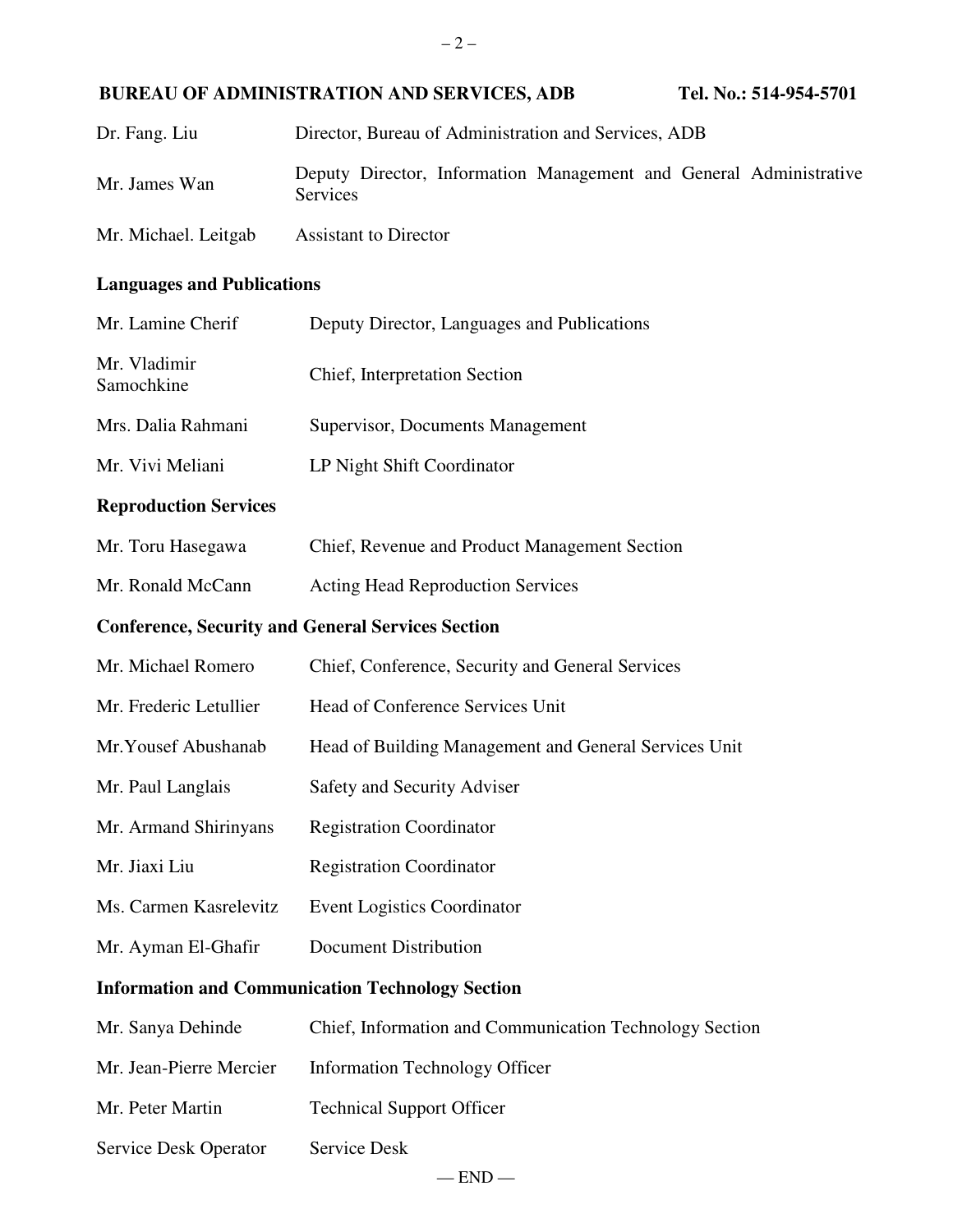## BUREAU OF ADMINISTRATION AND SERVICES, ADB — Tel. No.: 514-954-5701

| | |
|---|---|
| Dr. Fang. Liu | Director, Bureau of Administration and Services, ADB |
| Mr. James Wan | Deputy Director, Information Management and General Administrative Services |
| Mr. Michael. Leitgab | Assistant to Director |

### Languages and Publications

| | |
|---|---|
| Mr. Lamine Cherif | Deputy Director, Languages and Publications |
| Mr. Vladimir Samochkine | Chief, Interpretation Section |
| Mrs. Dalia Rahmani | Supervisor, Documents Management |
| Mr. Vivi Meliani | LP Night Shift Coordinator |

### Reproduction Services

| | |
|---|---|
| Mr. Toru Hasegawa | Chief, Revenue and Product Management Section |
| Mr. Ronald McCann | Acting Head Reproduction Services |

### Conference, Security and General Services Section

| | |
|---|---|
| Mr. Michael Romero | Chief, Conference, Security and General Services |
| Mr. Frederic Letullier | Head of Conference Services Unit |
| Mr.Yousef Abushanab | Head of Building Management and General Services Unit |
| Mr. Paul Langlais | Safety and Security Adviser |
| Mr. Armand Shirinyans | Registration Coordinator |
| Mr. Jiaxi Liu | Registration Coordinator |
| Ms. Carmen Kasrelevitz | Event Logistics Coordinator |
| Mr. Ayman El-Ghafir | Document Distribution |

### Information and Communication Technology Section

| | |
|---|---|
| Mr. Sanya Dehinde | Chief, Information and Communication Technology Section |
| Mr. Jean-Pierre Mercier | Information Technology Officer |
| Mr. Peter Martin | Technical Support Officer |
| Service Desk Operator | Service Desk |

— END —